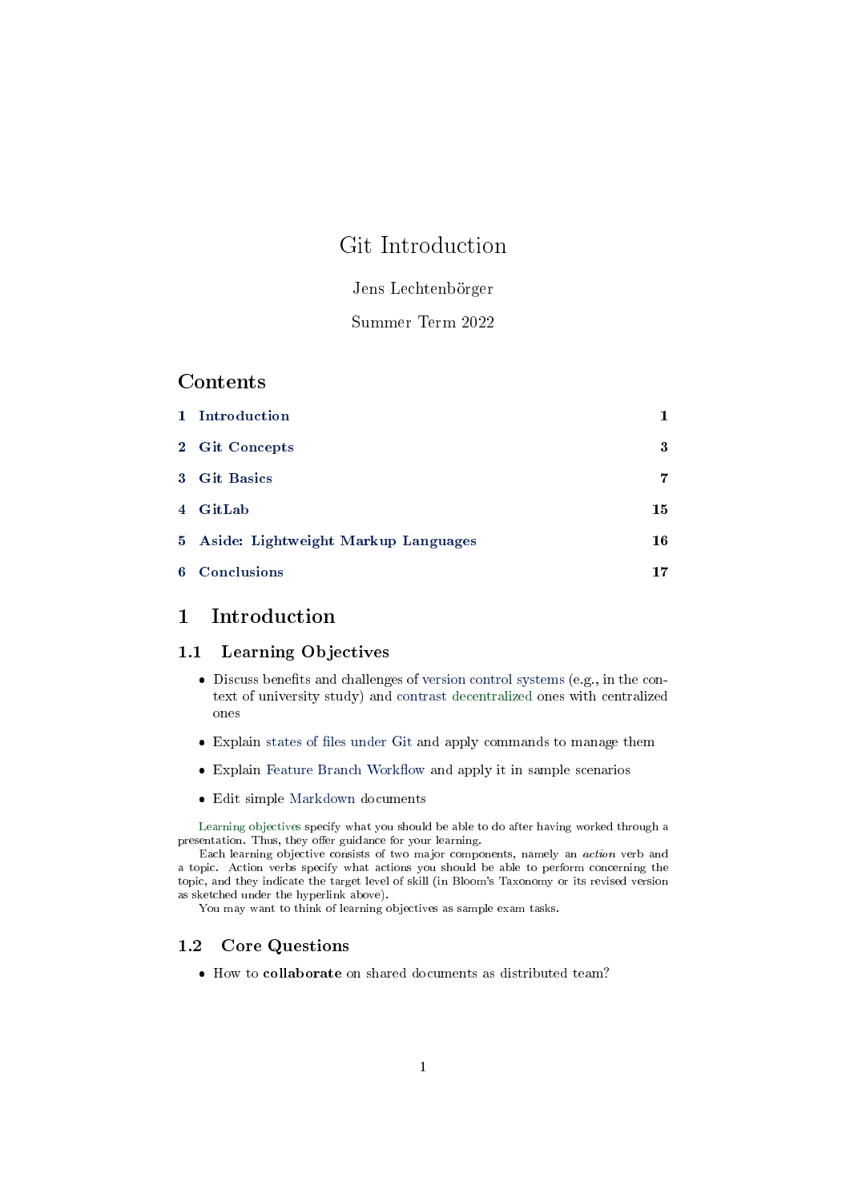# Git Introduction

Jens Lechtenbörger

Summer Term 2022

## Contents

| | | |
|---|---|---|
| 1 | Introduction | 1 |
| 2 | Git Concepts | 3 |
| 3 | Git Basics | 7 |
| 4 | GitLab | 15 |
| 5 | Aside: Lightweight Markup Languages | 16 |
| 6 | Conclusions | 17 |

## 1 Introduction

### 1.1 Learning Objectives

- Discuss benefits and challenges of version control systems (e.g., in the context of university study) and contrast decentralized ones with centralized ones
- Explain states of files under Git and apply commands to manage them
- Explain Feature Branch Workflow and apply it in sample scenarios
- Edit simple Markdown documents

Learning objectives specify what you should be able to do after having worked through a presentation. Thus, they offer guidance for your learning.

Each learning objective consists of two major components, namely an *action* verb and a topic. Action verbs specify what actions you should be able to perform concerning the topic, and they indicate the target level of skill (in Bloom's Taxonomy or its revised version as sketched under the hyperlink above).

You may want to think of learning objectives as sample exam tasks.

### 1.2 Core Questions

- How to **collaborate** on shared documents as distributed team?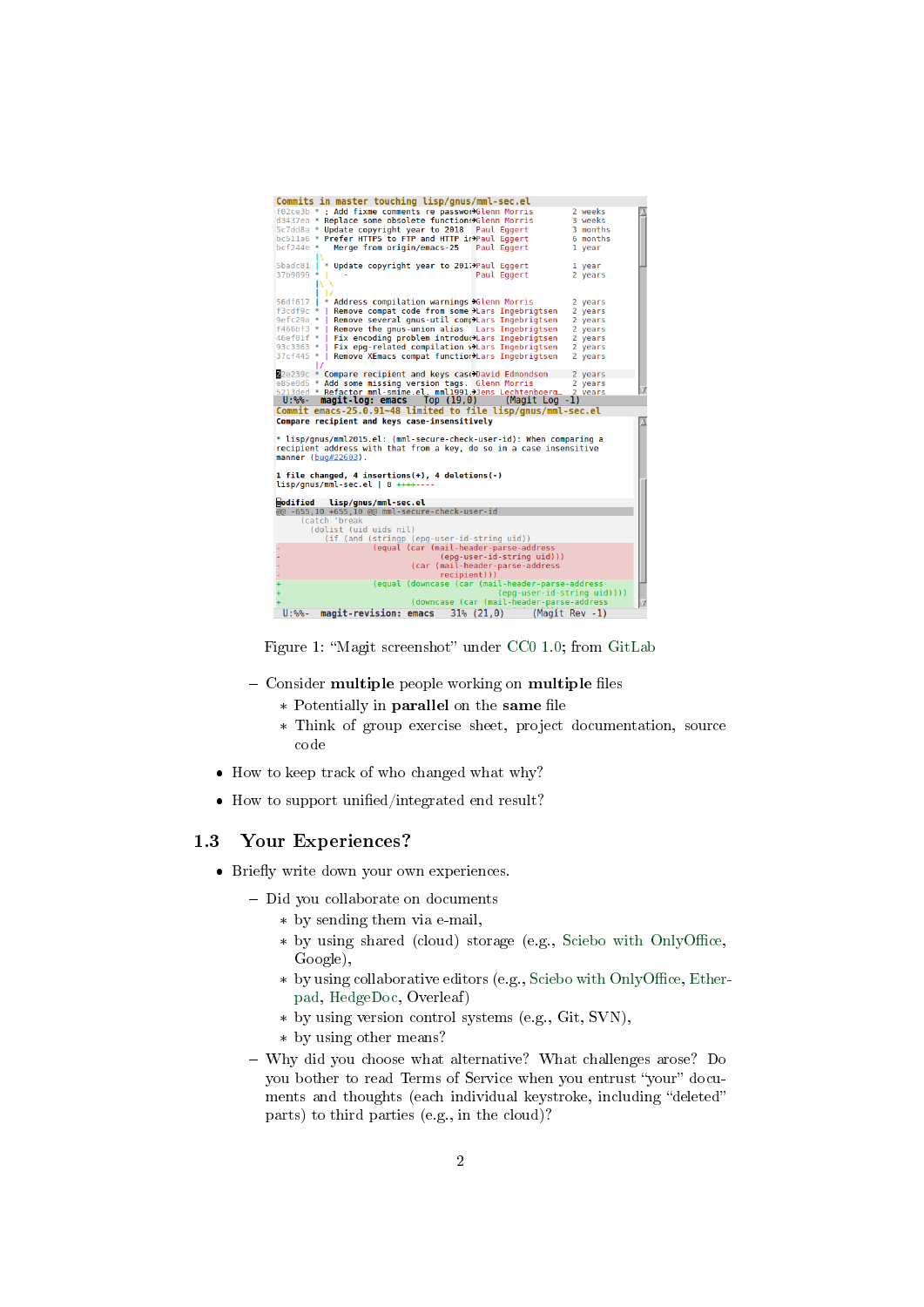Figure 1: “Magit screenshot” under CC0 1.0; from GitLab

- Consider **multiple** people working on **multiple** files
  - Potentially in **parallel** on the **same** file
  - Think of group exercise sheet, project documentation, source code
- How to keep track of who changed what why?
- How to support unified/integrated end result?

## 1.3 Your Experiences?

- Briefly write down your own experiences.
  - Did you collaborate on documents
    - by sending them via e-mail,
    - by using shared (cloud) storage (e.g., Sciebo with OnlyOffice, Google),
    - by using collaborative editors (e.g., Sciebo with OnlyOffice, Etherpad, HedgeDoc, Overleaf)
    - by using version control systems (e.g., Git, SVN),
    - by using other means?
  - Why did you choose what alternative? What challenges arose? Do you bother to read Terms of Service when you entrust “your” documents and thoughts (each individual keystroke, including “deleted” parts) to third parties (e.g., in the cloud)?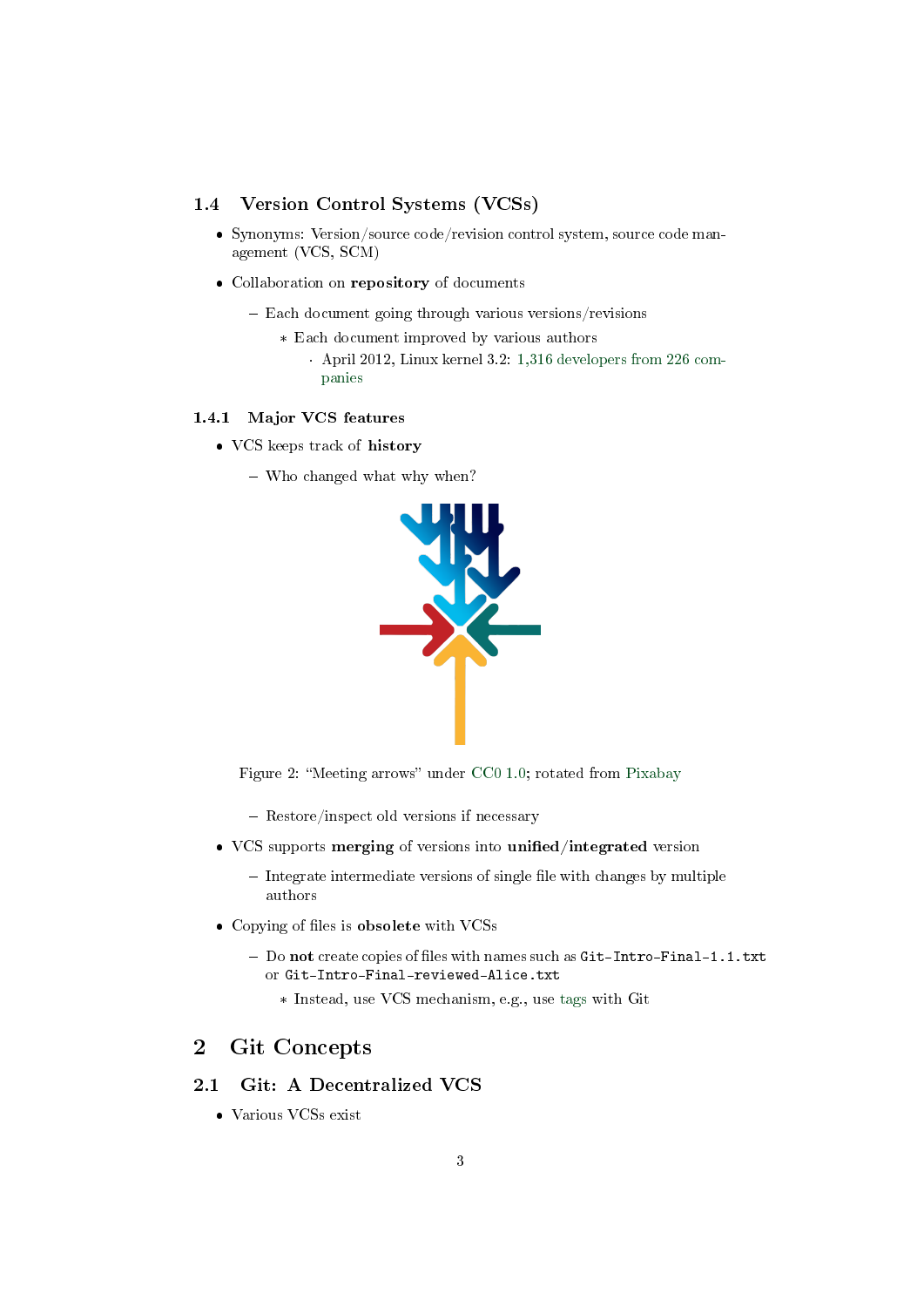### 1.4 Version Control Systems (VCSs)

- Synonyms: Version/source code/revision control system, source code management (VCS, SCM)
- Collaboration on **repository** of documents
  - Each document going through various versions/revisions
    - Each document improved by various authors
      - April 2012, Linux kernel 3.2: 1,316 developers from 226 companies

#### 1.4.1 Major VCS features

- VCS keeps track of **history**
  - Who changed what why when?

Figure 2: "Meeting arrows" under CC0 1.0; rotated from Pixabay

  - Restore/inspect old versions if necessary
- VCS supports **merging** of versions into **unified/integrated** version
  - Integrate intermediate versions of single file with changes by multiple authors
- Copying of files is **obsolete** with VCSs
  - Do **not** create copies of files with names such as `Git-Intro-Final-1.1.txt` or `Git-Intro-Final-reviewed-Alice.txt`
    - Instead, use VCS mechanism, e.g., use tags with Git

## 2 Git Concepts

### 2.1 Git: A Decentralized VCS

- Various VCSs exist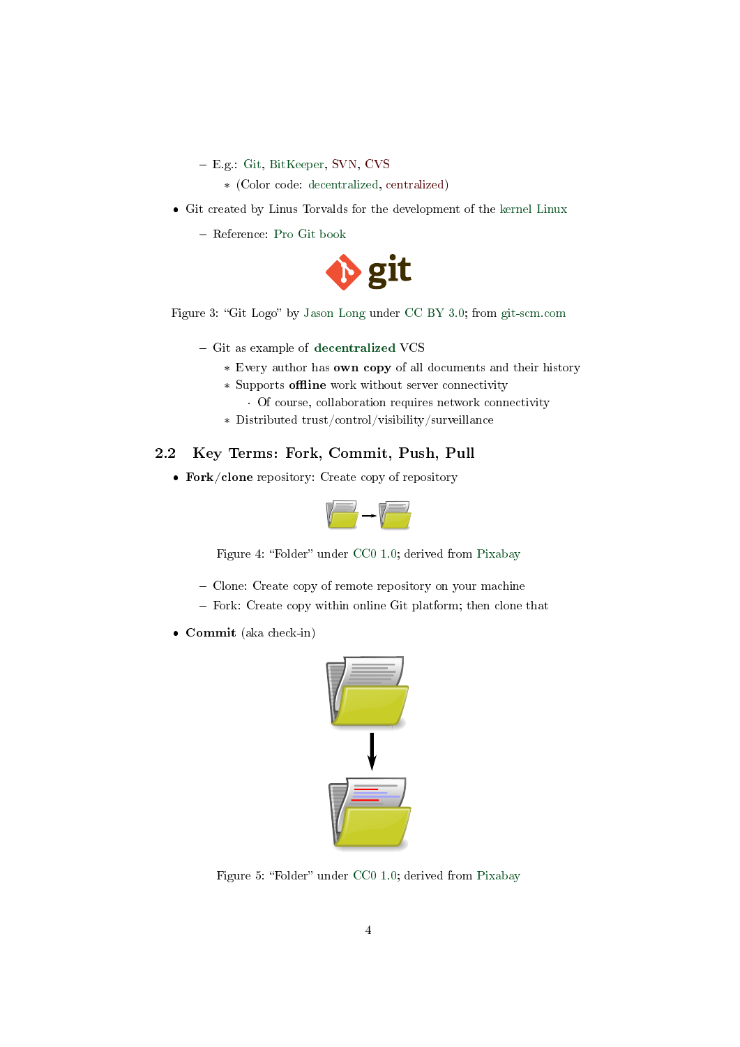- E.g.: Git, BitKeeper, SVN, CVS
    * (Color code: decentralized, centralized)
- Git created by Linus Torvalds for the development of the kernel Linux
  - Reference: Pro Git book

Figure 3: "Git Logo" by Jason Long under CC BY 3.0; from git-scm.com

  - Git as example of **decentralized** VCS
    * Every author has **own copy** of all documents and their history
    * Supports **offline** work without server connectivity
      · Of course, collaboration requires network connectivity
    * Distributed trust/control/visibility/surveillance

## 2.2 Key Terms: Fork, Commit, Push, Pull

- **Fork/clone** repository: Create copy of repository

Figure 4: "Folder" under CC0 1.0; derived from Pixabay

  - Clone: Create copy of remote repository on your machine
  - Fork: Create copy within online Git platform; then clone that
- **Commit** (aka check-in)

Figure 5: "Folder" under CC0 1.0; derived from Pixabay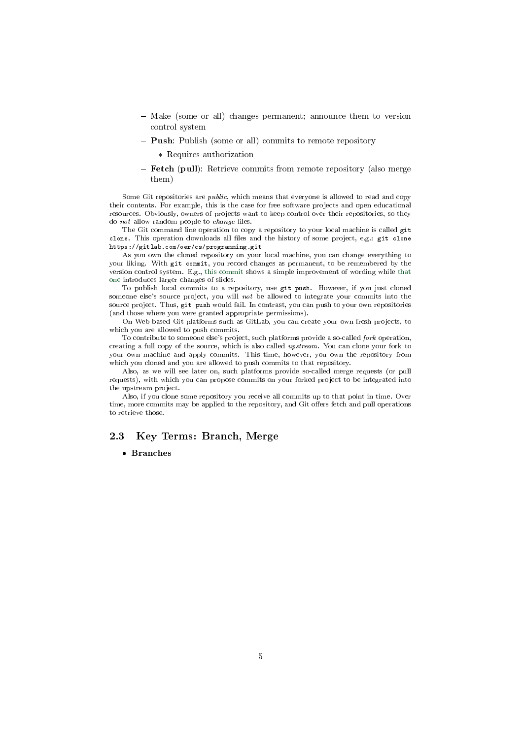- Make (some or all) changes permanent; announce them to version control system
  - **Push**: Publish (some or all) commits to remote repository
    * Requires authorization
  - **Fetch** (**pull**): Retrieve commits from remote repository (also merge them)

Some Git repositories are *public*, which means that everyone is allowed to read and copy their contents. For example, this is the case for free software projects and open educational resources. Obviously, owners of projects want to keep control over their repositories, so they do *not* allow random people to *change* files.

The Git command line operation to copy a repository to your local machine is called `git clone`. This operation downloads all files and the history of some project, e.g.: `git clone https://gitlab.com/oer/cs/programming.git`

As you own the cloned repository on your local machine, you can change everything to your liking. With `git commit`, you record changes as permanent, to be remembered by the version control system. E.g., this commit shows a simple improvement of wording while that one introduces larger changes of slides.

To publish local commits to a repository, use `git push`. However, if you just cloned someone else's source project, you will *not* be allowed to integrate your commits into the source project. Thus, `git push` would fail. In contrast, you can push to your own repositories (and those where you were granted appropriate permissions).

On Web based Git platforms such as GitLab, you can create your own fresh projects, to which you are allowed to push commits.

To contribute to someone else's project, such platforms provide a so-called *fork* operation, creating a full copy of the source, which is also called *upstream*. You can clone your fork to your own machine and apply commits. This time, however, you own the repository from which you cloned and you are allowed to push commits to that repository.

Also, as we will see later on, such platforms provide so-called merge requests (or pull requests), with which you can propose commits on your forked project to be integrated into the upstream project.

Also, if you clone some repository you receive all commits up to that point in time. Over time, more commits may be applied to the repository, and Git offers fetch and pull operations to retrieve those.

## 2.3 Key Terms: Branch, Merge

- **Branches**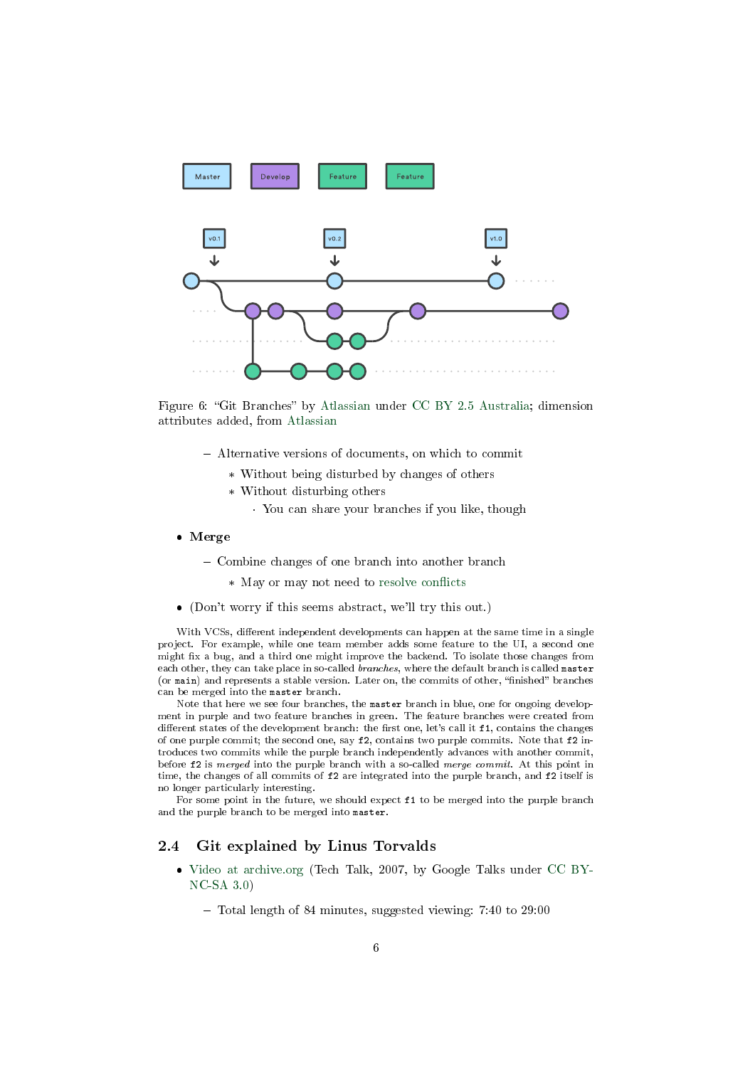Figure 6: "Git Branches" by Atlassian under CC BY 2.5 Australia; dimension attributes added, from Atlassian

- Alternative versions of documents, on which to commit
  - Without being disturbed by changes of others
  - Without disturbing others
    - You can share your branches if you like, though

- **Merge**
  - Combine changes of one branch into another branch
    - May or may not need to resolve conflicts
- (Don't worry if this seems abstract, we'll try this out.)

With VCSs, different independent developments can happen at the same time in a single project. For example, while one team member adds some feature to the UI, a second one might fix a bug, and a third one might improve the backend. To isolate those changes from each other, they can take place in so-called *branches*, where the default branch is called `master` (or `main`) and represents a stable version. Later on, the commits of other, "finished" branches can be merged into the `master` branch.

Note that here we see four branches, the `master` branch in blue, one for ongoing development in purple and two feature branches in green. The feature branches were created from different states of the development branch: the first one, let's call it `f1`, contains the changes of one purple commit; the second one, say `f2`, contains two purple commits. Note that `f2` introduces two commits while the purple branch independently advances with another commit, before `f2` is *merged* into the purple branch with a so-called *merge commit*. At this point in time, the changes of all commits of `f2` are integrated into the purple branch, and `f2` itself is no longer particularly interesting.

For some point in the future, we should expect `f1` to be merged into the purple branch and the purple branch to be merged into `master`.

## 2.4 Git explained by Linus Torvalds

- Video at archive.org (Tech Talk, 2007, by Google Talks under CC BY-NC-SA 3.0)
  - Total length of 84 minutes, suggested viewing: 7:40 to 29:00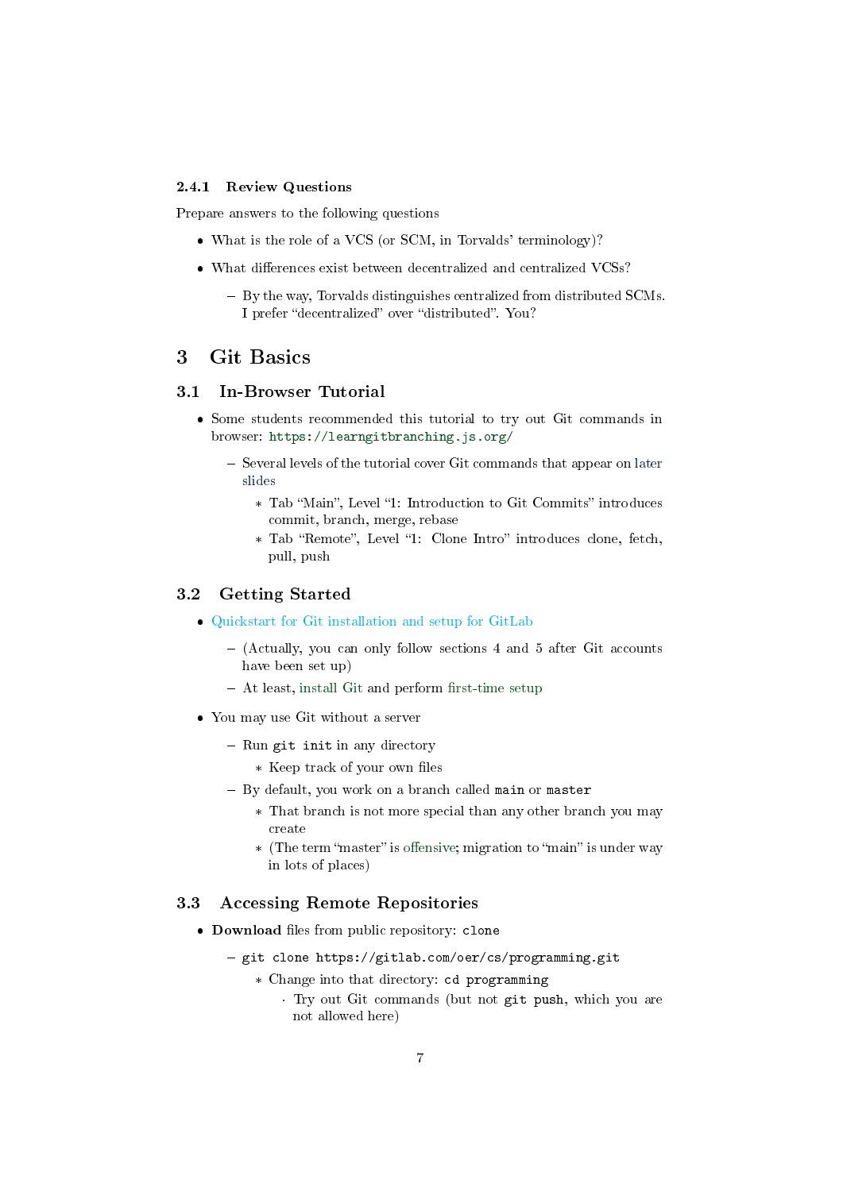#### 2.4.1 Review Questions

Prepare answers to the following questions

- What is the role of a VCS (or SCM, in Torvalds' terminology)?
- What differences exist between decentralized and centralized VCSs?
  - By the way, Torvalds distinguishes centralized from distributed SCMs. I prefer "decentralized" over "distributed". You?

# 3 Git Basics

## 3.1 In-Browser Tutorial

- Some students recommended this tutorial to try out Git commands in browser: `https://learngitbranching.js.org/`
  - Several levels of the tutorial cover Git commands that appear on later slides
    - Tab "Main", Level "1: Introduction to Git Commits" introduces commit, branch, merge, rebase
    - Tab "Remote", Level "1: Clone Intro" introduces clone, fetch, pull, push

## 3.2 Getting Started

- Quickstart for Git installation and setup for GitLab
  - (Actually, you can only follow sections 4 and 5 after Git accounts have been set up)
  - At least, install Git and perform first-time setup
- You may use Git without a server
  - Run `git init` in any directory
    - Keep track of your own files
  - By default, you work on a branch called `main` or `master`
    - That branch is not more special than any other branch you may create
    - (The term "master" is offensive; migration to "main" is under way in lots of places)

## 3.3 Accessing Remote Repositories

- **Download** files from public repository: `clone`
  - `git clone https://gitlab.com/oer/cs/programming.git`
    - Change into that directory: `cd programming`
      - Try out Git commands (but not `git push`, which you are not allowed here)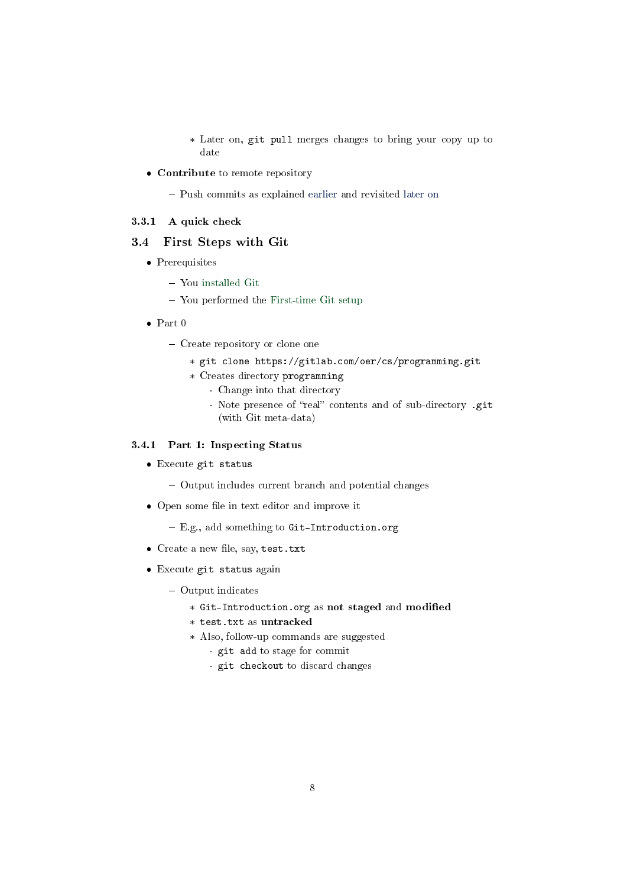- Later on, `git pull` merges changes to bring your copy up to date

- **Contribute** to remote repository
    - Push commits as explained earlier and revisited later on

### 3.3.1 A quick check

## 3.4 First Steps with Git

- Prerequisites
    - You installed Git
    - You performed the First-time Git setup
- Part 0
    - Create repository or clone one
        - `git clone https://gitlab.com/oer/cs/programming.git`
        - Creates directory `programming`
            - Change into that directory
            - Note presence of "real" contents and of sub-directory `.git` (with Git meta-data)

### 3.4.1 Part 1: Inspecting Status

- Execute `git status`
    - Output includes current branch and potential changes
- Open some file in text editor and improve it
    - E.g., add something to `Git-Introduction.org`
- Create a new file, say, `test.txt`
- Execute `git status` again
    - Output indicates
        - `Git-Introduction.org` as **not staged** and **modified**
        - `test.txt` as **untracked**
        - Also, follow-up commands are suggested
            - `git add` to stage for commit
            - `git checkout` to discard changes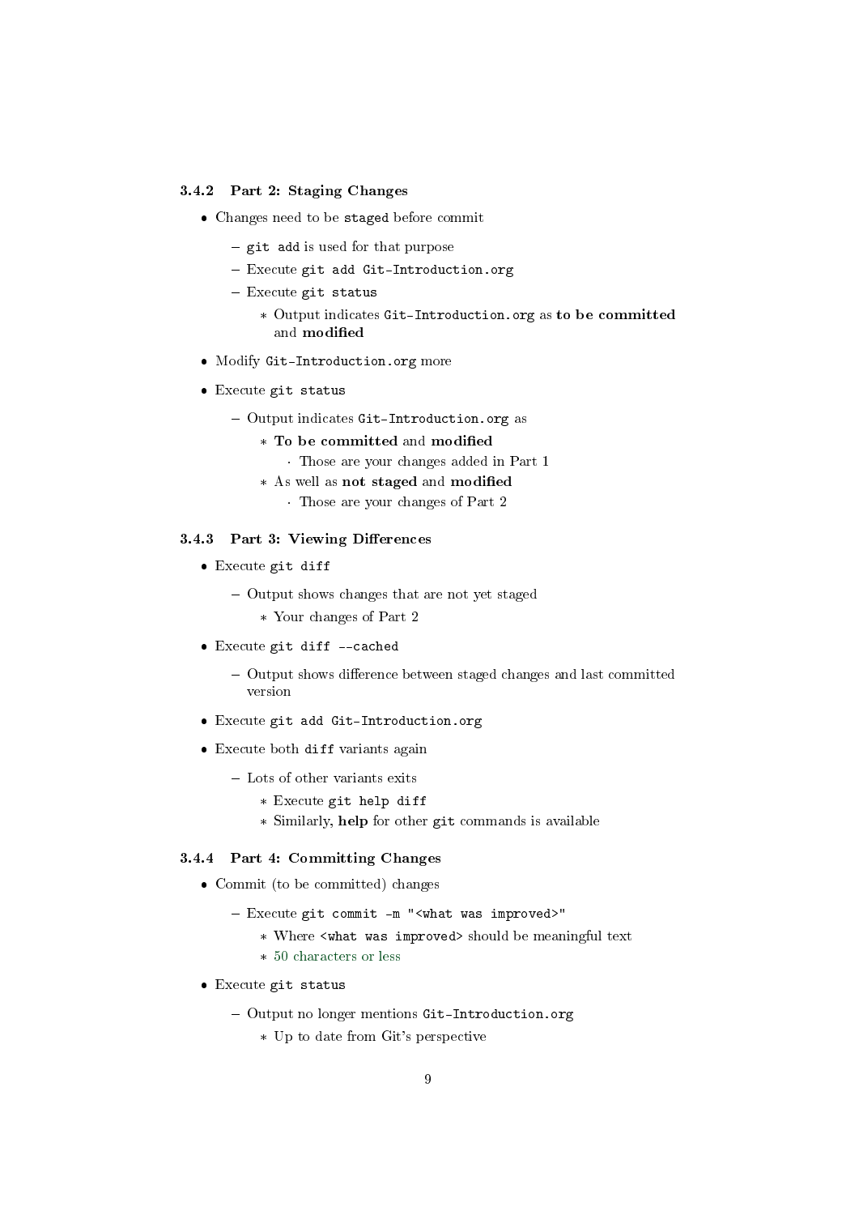### 3.4.2 Part 2: Staging Changes

- Changes need to be `staged` before commit
  - `git add` is used for that purpose
  - Execute `git add Git-Introduction.org`
  - Execute `git status`
    - Output indicates `Git-Introduction.org` as **to be committed** and **modified**
- Modify `Git-Introduction.org` more
- Execute `git status`
  - Output indicates `Git-Introduction.org` as
    - **To be committed** and **modified**
      - Those are your changes added in Part 1
    - As well as **not staged** and **modified**
      - Those are your changes of Part 2

### 3.4.3 Part 3: Viewing Differences

- Execute `git diff`
  - Output shows changes that are not yet staged
    - Your changes of Part 2
- Execute `git diff --cached`
  - Output shows difference between staged changes and last committed version
- Execute `git add Git-Introduction.org`
- Execute both `diff` variants again
  - Lots of other variants exits
    - Execute `git help diff`
    - Similarly, **help** for other `git` commands is available

### 3.4.4 Part 4: Committing Changes

- Commit (to be committed) changes
  - Execute `git commit -m "<what was improved>"`
    - Where `<what was improved>` should be meaningful text
    - 50 characters or less
- Execute `git status`
  - Output no longer mentions `Git-Introduction.org`
    - Up to date from Git's perspective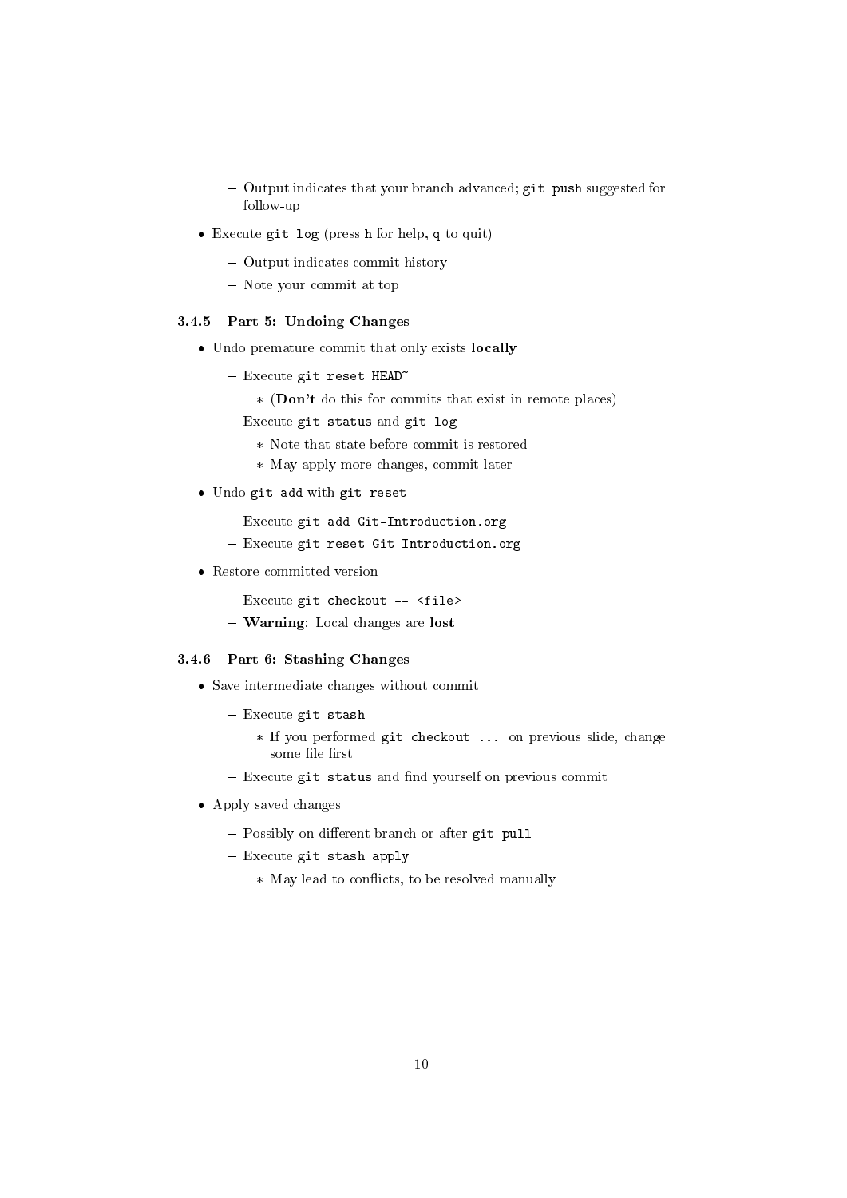- Output indicates that your branch advanced; `git push` suggested for follow-up
- Execute `git log` (press `h` for help, `q` to quit)
  - Output indicates commit history
  - Note your commit at top

#### 3.4.5 Part 5: Undoing Changes

- Undo premature commit that only exists **locally**
  - Execute `git reset HEAD~`
    - (**Don't** do this for commits that exist in remote places)
  - Execute `git status` and `git log`
    - Note that state before commit is restored
    - May apply more changes, commit later
- Undo `git add` with `git reset`
  - Execute `git add Git-Introduction.org`
  - Execute `git reset Git-Introduction.org`
- Restore committed version
  - Execute `git checkout -- <file>`
  - **Warning**: Local changes are **lost**

#### 3.4.6 Part 6: Stashing Changes

- Save intermediate changes without commit
  - Execute `git stash`
    - If you performed `git checkout ...` on previous slide, change some file first
  - Execute `git status` and find yourself on previous commit
- Apply saved changes
  - Possibly on different branch or after `git pull`
  - Execute `git stash apply`
    - May lead to conflicts, to be resolved manually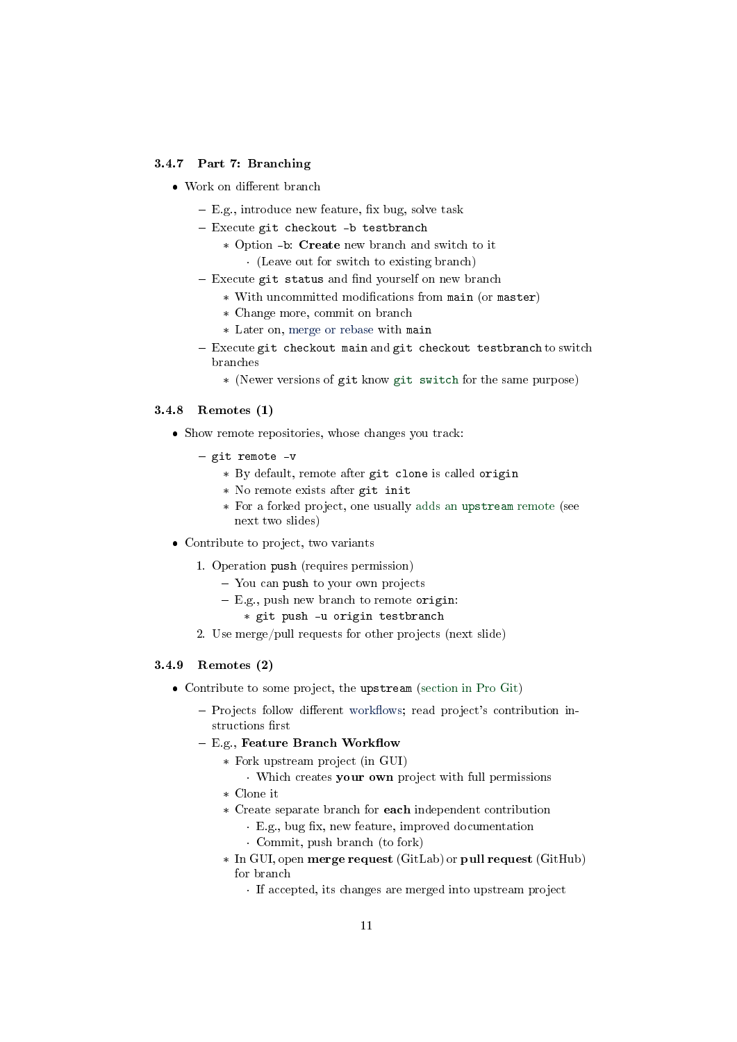### 3.4.7 Part 7: Branching

- Work on different branch
  - E.g., introduce new feature, fix bug, solve task
  - Execute `git checkout -b testbranch`
    - Option `-b`: **Create** new branch and switch to it
      - (Leave out for switch to existing branch)
  - Execute `git status` and find yourself on new branch
    - With uncommitted modifications from `main` (or `master`)
    - Change more, commit on branch
    - Later on, merge or rebase with `main`
  - Execute `git checkout main` and `git checkout testbranch` to switch branches
    - (Newer versions of `git` know `git switch` for the same purpose)

### 3.4.8 Remotes (1)

- Show remote repositories, whose changes you track:
  - `git remote -v`
    - By default, remote after `git clone` is called `origin`
    - No remote exists after `git init`
    - For a forked project, one usually adds an `upstream` remote (see next two slides)
- Contribute to project, two variants
  1. Operation `push` (requires permission)
     - You can `push` to your own projects
     - E.g., push new branch to remote `origin`:
       - `git push -u origin testbranch`
  2. Use merge/pull requests for other projects (next slide)

### 3.4.9 Remotes (2)

- Contribute to some project, the `upstream` (section in Pro Git)
  - Projects follow different workflows; read project's contribution instructions first
  - E.g., **Feature Branch Workflow**
    - Fork upstream project (in GUI)
      - Which creates **your own** project with full permissions
    - Clone it
    - Create separate branch for **each** independent contribution
      - E.g., bug fix, new feature, improved documentation
      - Commit, push branch (to fork)
    - In GUI, open **merge request** (GitLab) or **pull request** (GitHub) for branch
      - If accepted, its changes are merged into upstream project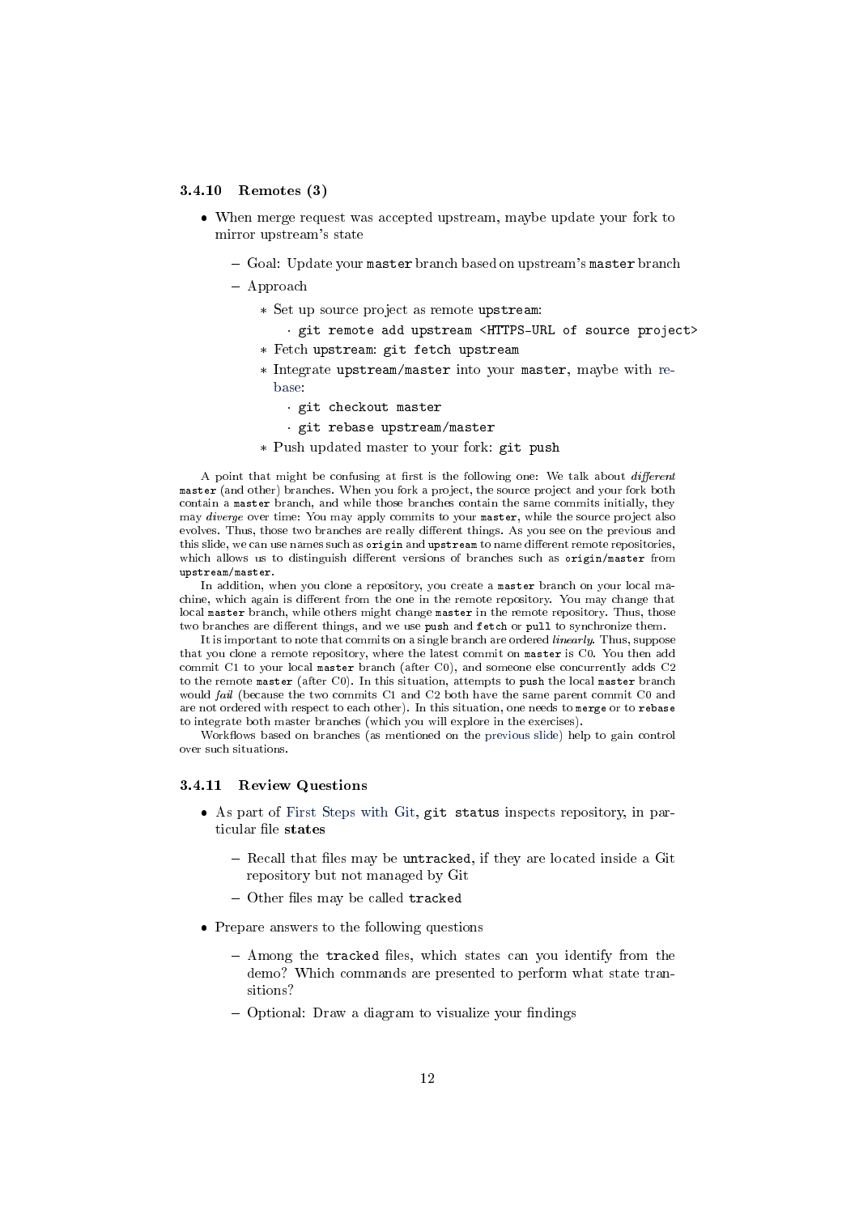### 3.4.10 Remotes (3)

- When merge request was accepted upstream, maybe update your fork to mirror upstream's state
  - Goal: Update your `master` branch based on upstream's `master` branch
  - Approach
    - Set up source project as remote `upstream`:
      - `git remote add upstream <HTTPS-URL of source project>`
    - Fetch `upstream`: `git fetch upstream`
    - Integrate `upstream/master` into your `master`, maybe with rebase:
      - `git checkout master`
      - `git rebase upstream/master`
    - Push updated master to your fork: `git push`

A point that might be confusing at first is the following one: We talk about *different* `master` (and other) branches. When you fork a project, the source project and your fork both contain a `master` branch, and while those branches contain the same commits initially, they may *diverge* over time: You may apply commits to your `master`, while the source project also evolves. Thus, those two branches are really different things. As you see on the previous and this slide, we can use names such as `origin` and `upstream` to name different remote repositories, which allows us to distinguish different versions of branches such as `origin/master` from `upstream/master`.

In addition, when you clone a repository, you create a `master` branch on your local machine, which again is different from the one in the remote repository. You may change that local `master` branch, while others might change `master` in the remote repository. Thus, those two branches are different things, and we use `push` and `fetch` or `pull` to synchronize them.

It is important to note that commits on a single branch are ordered *linearly*. Thus, suppose that you clone a remote repository, where the latest commit on `master` is C0. You then add commit C1 to your local `master` branch (after C0), and someone else concurrently adds C2 to the remote `master` (after C0). In this situation, attempts to `push` the local `master` branch would *fail* (because the two commits C1 and C2 both have the same parent commit C0 and are not ordered with respect to each other). In this situation, one needs to `merge` or to `rebase` to integrate both master branches (which you will explore in the exercises).

Workflows based on branches (as mentioned on the previous slide) help to gain control over such situations.

### 3.4.11 Review Questions

- As part of First Steps with Git, `git status` inspects repository, in particular file **states**
  - Recall that files may be `untracked`, if they are located inside a Git repository but not managed by Git
  - Other files may be called `tracked`
- Prepare answers to the following questions
  - Among the `tracked` files, which states can you identify from the demo? Which commands are presented to perform what state transitions?
  - Optional: Draw a diagram to visualize your findings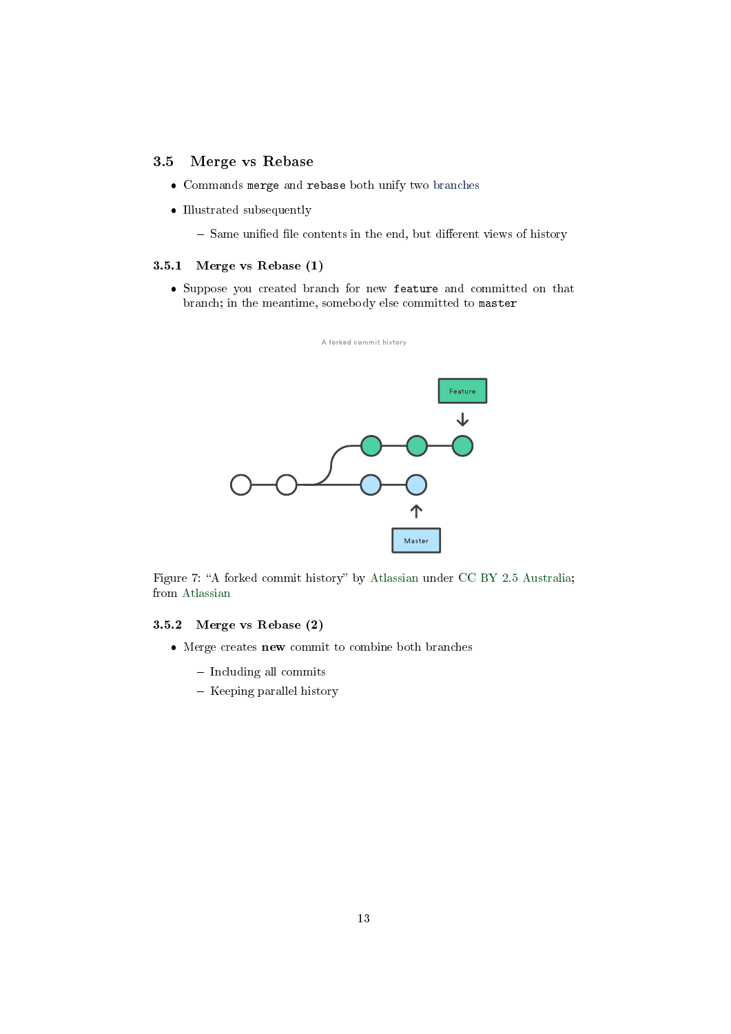## 3.5 Merge vs Rebase

- Commands `merge` and `rebase` both unify two branches
- Illustrated subsequently
  - Same unified file contents in the end, but different views of history

### 3.5.1 Merge vs Rebase (1)

- Suppose you created branch for new `feature` and committed on that branch; in the meantime, somebody else committed to `master`

Figure 7: "A forked commit history" by Atlassian under CC BY 2.5 Australia; from Atlassian

### 3.5.2 Merge vs Rebase (2)

- Merge creates **new** commit to combine both branches
  - Including all commits
  - Keeping parallel history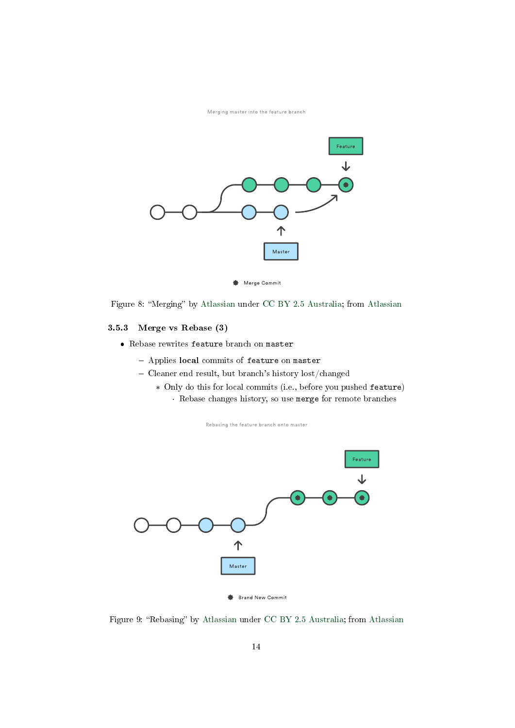Merging master into the feature branch

Merge Commit

Figure 8: "Merging" by Atlassian under CC BY 2.5 Australia; from Atlassian

### 3.5.3 Merge vs Rebase (3)

- Rebase rewrites `feature` branch on `master`
  - Applies **local** commits of `feature` on `master`
  - Cleaner end result, but branch's history lost/changed
    - Only do this for local commits (i.e., before you pushed `feature`)
      - Rebase changes history, so use `merge` for remote branches

Rebasing the feature branch onto master

Brand New Commit

Figure 9: "Rebasing" by Atlassian under CC BY 2.5 Australia; from Atlassian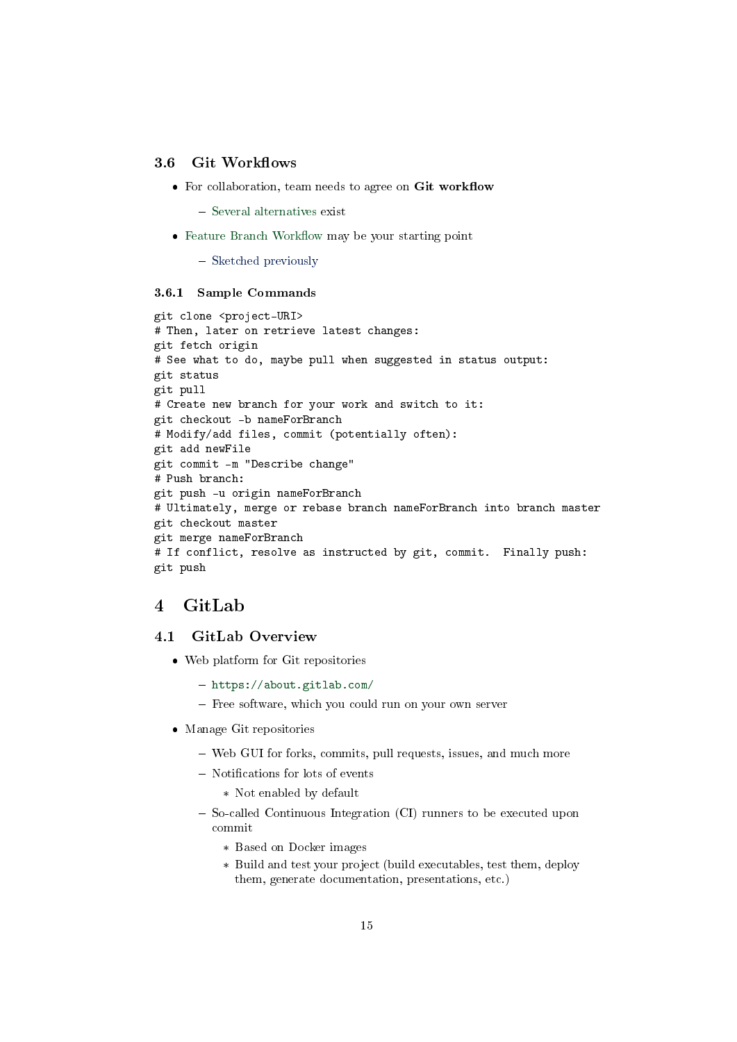### 3.6 Git Workflows

- For collaboration, team needs to agree on **Git workflow**
  - Several alternatives exist
- Feature Branch Workflow may be your starting point
  - Sketched previously

#### 3.6.1 Sample Commands

```
git clone <project-URI>
# Then, later on retrieve latest changes:
git fetch origin
# See what to do, maybe pull when suggested in status output:
git status
git pull
# Create new branch for your work and switch to it:
git checkout -b nameForBranch
# Modify/add files, commit (potentially often):
git add newFile
git commit -m "Describe change"
# Push branch:
git push -u origin nameForBranch
# Ultimately, merge or rebase branch nameForBranch into branch master
git checkout master
git merge nameForBranch
# If conflict, resolve as instructed by git, commit.  Finally push:
git push
```

# 4 GitLab

## 4.1 GitLab Overview

- Web platform for Git repositories
  - `https://about.gitlab.com/`
  - Free software, which you could run on your own server
- Manage Git repositories
  - Web GUI for forks, commits, pull requests, issues, and much more
  - Notifications for lots of events
    - Not enabled by default
  - So-called Continuous Integration (CI) runners to be executed upon commit
    - Based on Docker images
    - Build and test your project (build executables, test them, deploy them, generate documentation, presentations, etc.)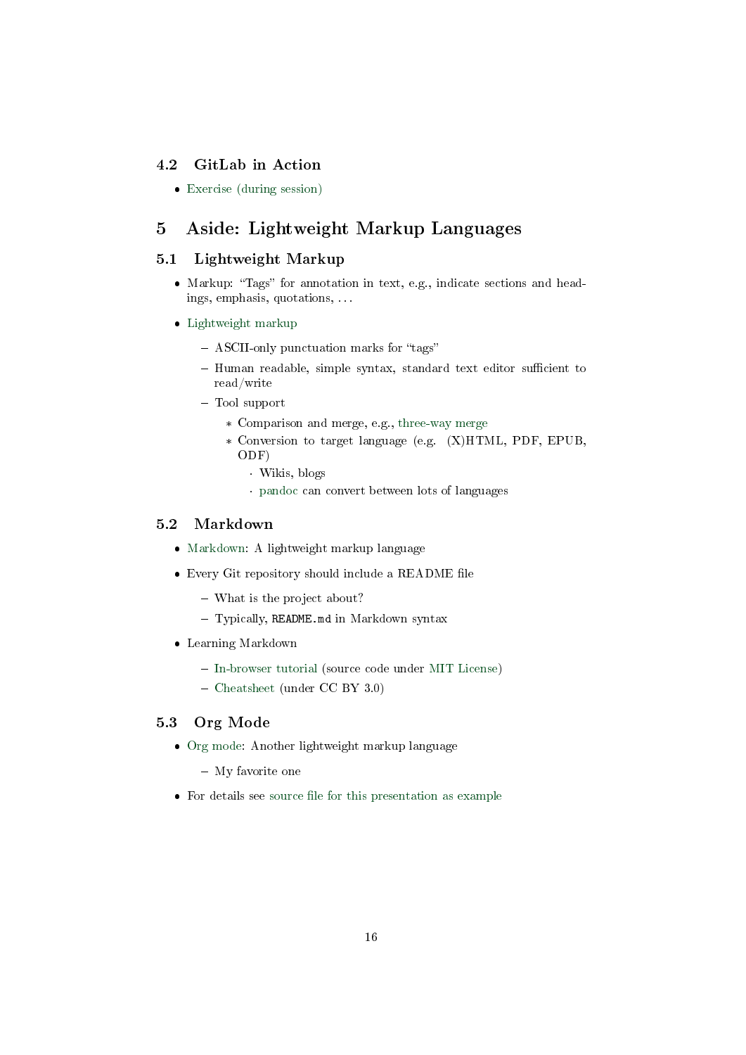## 4.2 GitLab in Action

- Exercise (during session)

# 5 Aside: Lightweight Markup Languages

## 5.1 Lightweight Markup

- Markup: "Tags" for annotation in text, e.g., indicate sections and headings, emphasis, quotations, ...
- Lightweight markup
  - ASCII-only punctuation marks for "tags"
  - Human readable, simple syntax, standard text editor sufficient to read/write
  - Tool support
    - Comparison and merge, e.g., three-way merge
    - Conversion to target language (e.g. (X)HTML, PDF, EPUB, ODF)
      - Wikis, blogs
      - pandoc can convert between lots of languages

## 5.2 Markdown

- Markdown: A lightweight markup language
- Every Git repository should include a README file
  - What is the project about?
  - Typically, `README.md` in Markdown syntax
- Learning Markdown
  - In-browser tutorial (source code under MIT License)
  - Cheatsheet (under CC BY 3.0)

## 5.3 Org Mode

- Org mode: Another lightweight markup language
  - My favorite one
- For details see source file for this presentation as example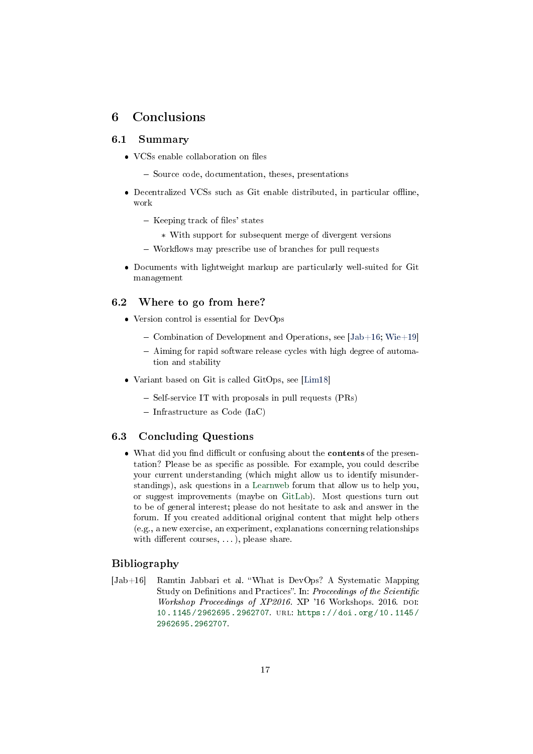# 6 Conclusions

## 6.1 Summary

- VCSs enable collaboration on files
  - Source code, documentation, theses, presentations
- Decentralized VCSs such as Git enable distributed, in particular offline, work
  - Keeping track of files' states
    - With support for subsequent merge of divergent versions
  - Workflows may prescribe use of branches for pull requests
- Documents with lightweight markup are particularly well-suited for Git management

## 6.2 Where to go from here?

- Version control is essential for DevOps
  - Combination of Development and Operations, see [Jab+16; Wie+19]
  - Aiming for rapid software release cycles with high degree of automation and stability
- Variant based on Git is called GitOps, see [Lim18]
  - Self-service IT with proposals in pull requests (PRs)
  - Infrastructure as Code (IaC)

## 6.3 Concluding Questions

- What did you find difficult or confusing about the **contents** of the presentation? Please be as specific as possible. For example, you could describe your current understanding (which might allow us to identify misunderstandings), ask questions in a Learnweb forum that allow us to help you, or suggest improvements (maybe on GitLab). Most questions turn out to be of general interest; please do not hesitate to ask and answer in the forum. If you created additional original content that might help others (e.g., a new exercise, an experiment, explanations concerning relationships with different courses, ...), please share.

## Bibliography

[Jab+16] Ramtin Jabbari et al. "What is DevOps? A Systematic Mapping Study on Definitions and Practices". In: *Proceedings of the Scientific Workshop Proceedings of XP2016*. XP '16 Workshops. 2016. DOI: 10.1145/2962695.2962707. URL: https://doi.org/10.1145/2962695.2962707.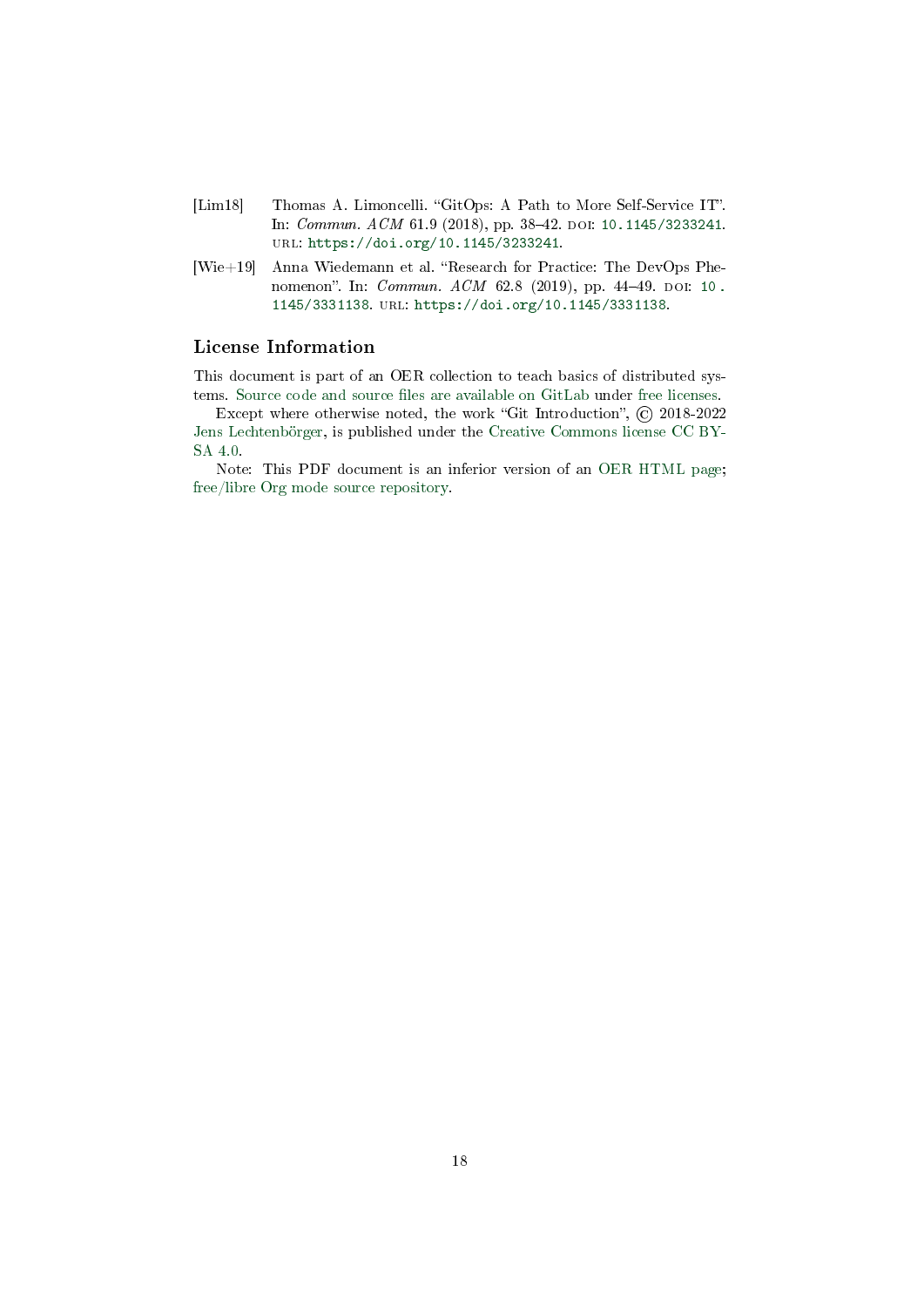[Lim18] Thomas A. Limoncelli. "GitOps: A Path to More Self-Service IT". In: *Commun. ACM* 61.9 (2018), pp. 38–42. DOI: 10.1145/3233241. URL: https://doi.org/10.1145/3233241.

[Wie+19] Anna Wiedemann et al. "Research for Practice: The DevOps Phenomenon". In: *Commun. ACM* 62.8 (2019), pp. 44–49. DOI: 10.1145/3331138. URL: https://doi.org/10.1145/3331138.

## License Information

This document is part of an OER collection to teach basics of distributed systems. Source code and source files are available on GitLab under free licenses.

Except where otherwise noted, the work "Git Introduction", © 2018-2022 Jens Lechtenbörger, is published under the Creative Commons license CC BY-SA 4.0.

Note: This PDF document is an inferior version of an OER HTML page; free/libre Org mode source repository.